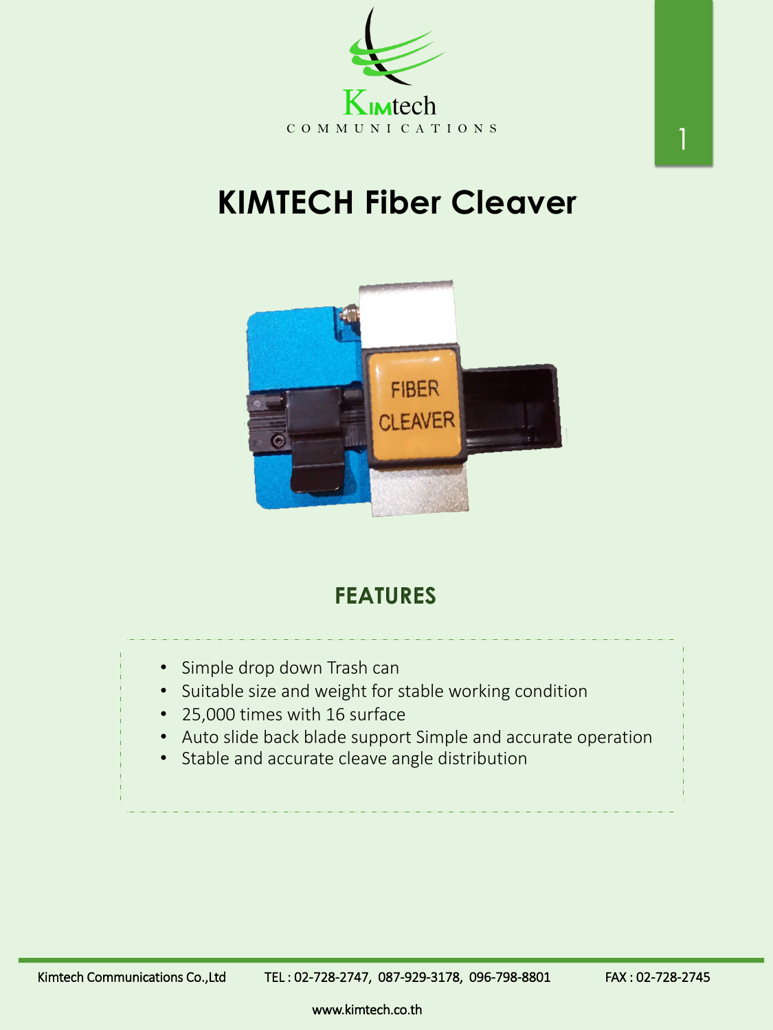Kimtech
COMMUNICATIONS

# KIMTECH Fiber Cleaver

## FEATURES

- Simple drop down Trash can
- Suitable size and weight for stable working condition
- 25,000 times with 16 surface
- Auto slide back blade support Simple and accurate operation
- Stable and accurate cleave angle distribution

Kimtech Communications Co.,Ltd TEL : 02-728-2747, 087-929-3178, 096-798-8801 FAX : 02-728-2745

www.kimtech.co.th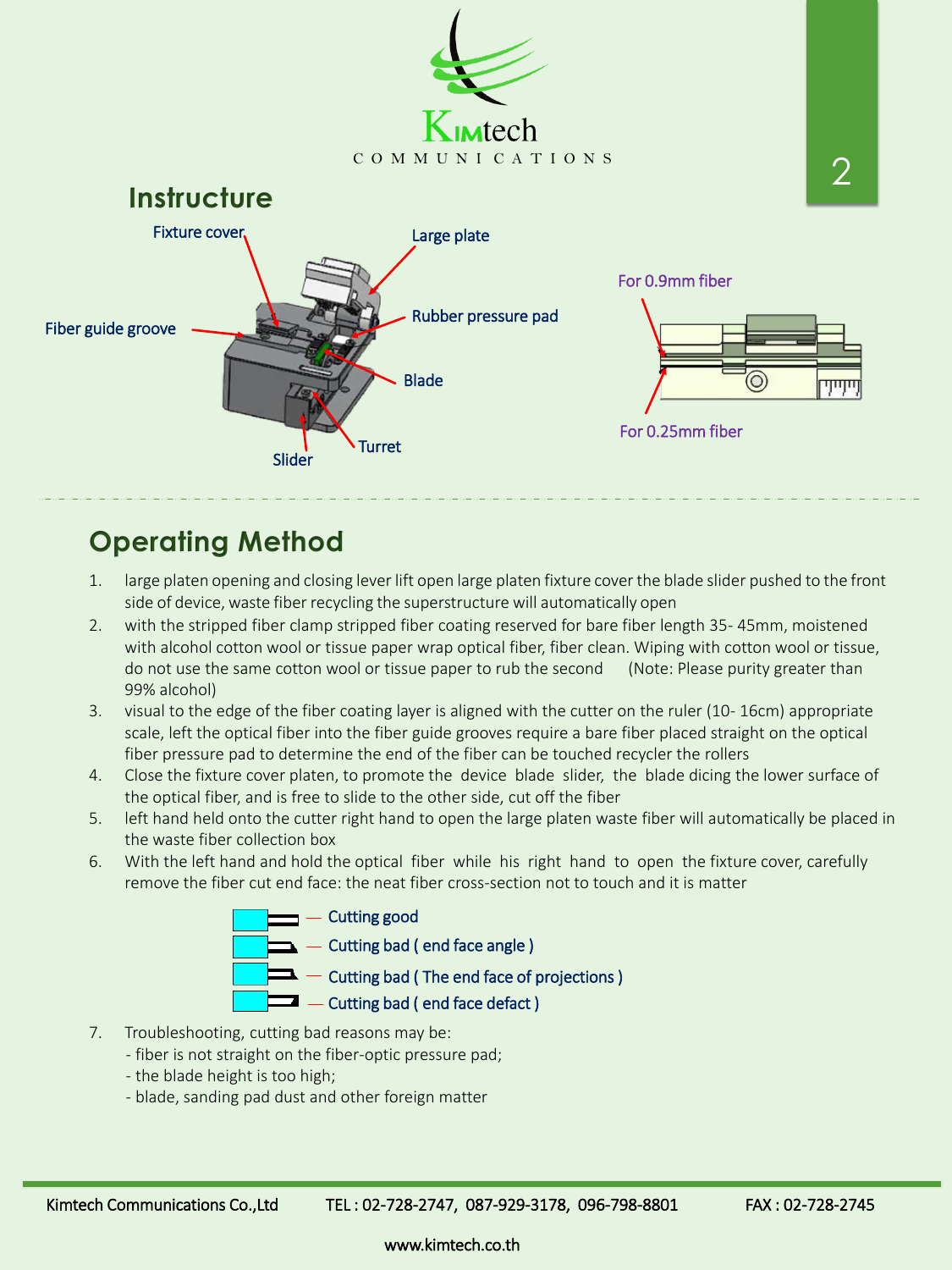## Instructure

Fixture cover

Large plate

Fiber guide groove

Rubber pressure pad

Blade

Turret

Slider

For 0.9mm fiber

For 0.25mm fiber

## Operating Method

1. large platen opening and closing lever lift open large platen fixture cover the blade slider pushed to the front side of device, waste fiber recycling the superstructure will automatically open
2. with the stripped fiber clamp stripped fiber coating reserved for bare fiber length 35- 45mm, moistened with alcohol cotton wool or tissue paper wrap optical fiber, fiber clean. Wiping with cotton wool or tissue, do not use the same cotton wool or tissue paper to rub the second (Note: Please purity greater than 99% alcohol)
3. visual to the edge of the fiber coating layer is aligned with the cutter on the ruler (10- 16cm) appropriate scale, left the optical fiber into the fiber guide grooves require a bare fiber placed straight on the optical fiber pressure pad to determine the end of the fiber can be touched recycler the rollers
4. Close the fixture cover platen, to promote the device blade slider, the blade dicing the lower surface of the optical fiber, and is free to slide to the other side, cut off the fiber
5. left hand held onto the cutter right hand to open the large platen waste fiber will automatically be placed in the waste fiber collection box
6. With the left hand and hold the optical fiber while his right hand to open the fixture cover, carefully remove the fiber cut end face: the neat fiber cross-section not to touch and it is matter

   — Cutting good

   — Cutting bad ( end face angle )

   — Cutting bad ( The end face of projections )

   — Cutting bad ( end face defact )

7. Troubleshooting, cutting bad reasons may be:
   - fiber is not straight on the fiber-optic pressure pad;
   - the blade height is too high;
   - blade, sanding pad dust and other foreign matter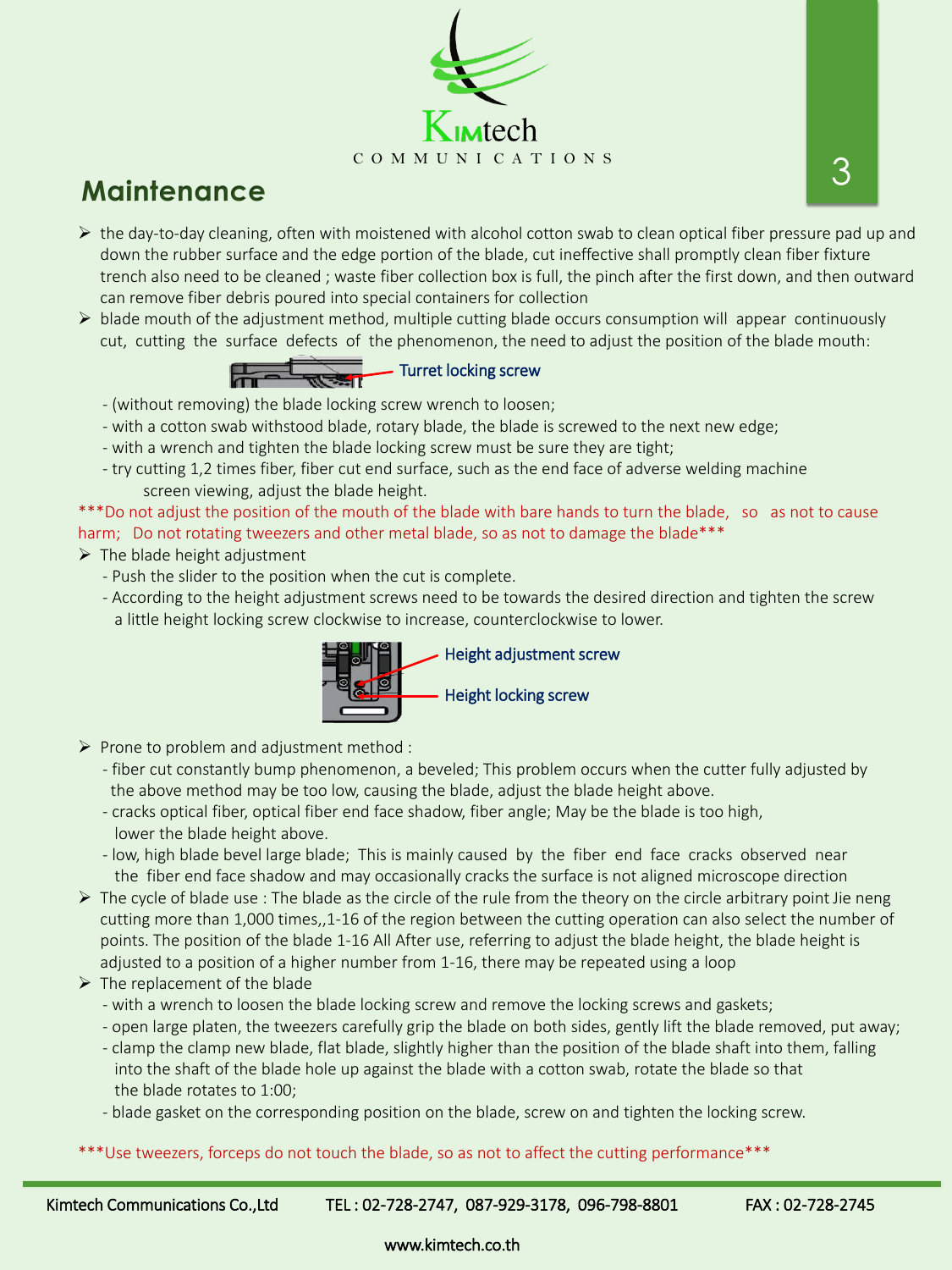# Maintenance

- the day-to-day cleaning, often with moistened with alcohol cotton swab to clean optical fiber pressure pad up and down the rubber surface and the edge portion of the blade, cut ineffective shall promptly clean fiber fixture trench also need to be cleaned ; waste fiber collection box is full, the pinch after the first down, and then outward can remove fiber debris poured into special containers for collection
- blade mouth of the adjustment method, multiple cutting blade occurs consumption will appear continuously cut, cutting the surface defects of the phenomenon, the need to adjust the position of the blade mouth:

Turret locking screw

- (without removing) the blade locking screw wrench to loosen;
- with a cotton swab withstood blade, rotary blade, the blade is screwed to the next new edge;
- with a wrench and tighten the blade locking screw must be sure they are tight;
- try cutting 1,2 times fiber, fiber cut end surface, such as the end face of adverse welding machine screen viewing, adjust the blade height.

***Do not adjust the position of the mouth of the blade with bare hands to turn the blade, so as not to cause harm; Do not rotating tweezers and other metal blade, so as not to damage the blade***

- The blade height adjustment
  - Push the slider to the position when the cut is complete.
  - According to the height adjustment screws need to be towards the desired direction and tighten the screw a little height locking screw clockwise to increase, counterclockwise to lower.

Height adjustment screw

Height locking screw

- Prone to problem and adjustment method :
  - fiber cut constantly bump phenomenon, a beveled; This problem occurs when the cutter fully adjusted by the above method may be too low, causing the blade, adjust the blade height above.
  - cracks optical fiber, optical fiber end face shadow, fiber angle; May be the blade is too high, lower the blade height above.
  - low, high blade bevel large blade; This is mainly caused by the fiber end face cracks observed near the fiber end face shadow and may occasionally cracks the surface is not aligned microscope direction
- The cycle of blade use : The blade as the circle of the rule from the theory on the circle arbitrary point Jie neng cutting more than 1,000 times,,1-16 of the region between the cutting operation can also select the number of points. The position of the blade 1-16 All After use, referring to adjust the blade height, the blade height is adjusted to a position of a higher number from 1-16, there may be repeated using a loop
- The replacement of the blade
  - with a wrench to loosen the blade locking screw and remove the locking screws and gaskets;
  - open large platen, the tweezers carefully grip the blade on both sides, gently lift the blade removed, put away;
  - clamp the clamp new blade, flat blade, slightly higher than the position of the blade shaft into them, falling into the shaft of the blade hole up against the blade with a cotton swab, rotate the blade so that the blade rotates to 1:00;
  - blade gasket on the corresponding position on the blade, screw on and tighten the locking screw.

***Use tweezers, forceps do not touch the blade, so as not to affect the cutting performance***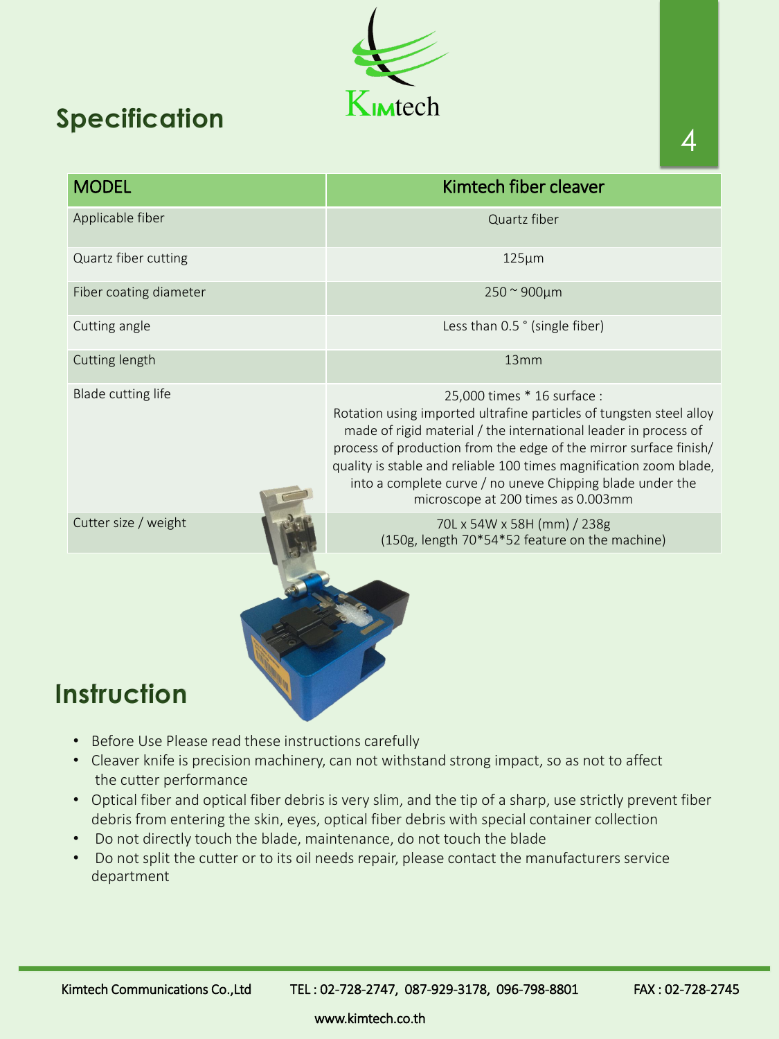## Specification

| MODEL | Kimtech fiber cleaver |
|---|---|
| Applicable fiber | Quartz fiber |
| Quartz fiber cutting | 125µm |
| Fiber coating diameter | 250 ~ 900µm |
| Cutting angle | Less than 0.5 ° (single fiber) |
| Cutting length | 13mm |
| Blade cutting life | 25,000 times * 16 surface : Rotation using imported ultrafine particles of tungsten steel alloy made of rigid material / the international leader in process of process of production from the edge of the mirror surface finish/ quality is stable and reliable 100 times magnification zoom blade, into a complete curve / no uneve Chipping blade under the microscope at 200 times as 0.003mm |
| Cutter size / weight | 70L x 54W x 58H (mm) / 238g (150g, length 70*54*52 feature on the machine) |

## Instruction

- Before Use Please read these instructions carefully
- Cleaver knife is precision machinery, can not withstand strong impact, so as not to affect the cutter performance
- Optical fiber and optical fiber debris is very slim, and the tip of a sharp, use strictly prevent fiber debris from entering the skin, eyes, optical fiber debris with special container collection
- Do not directly touch the blade, maintenance, do not touch the blade
- Do not split the cutter or to its oil needs repair, please contact the manufacturers service department

Kimtech Communications Co.,Ltd TEL : 02-728-2747, 087-929-3178, 096-798-8801 FAX : 02-728-2745

www.kimtech.co.th